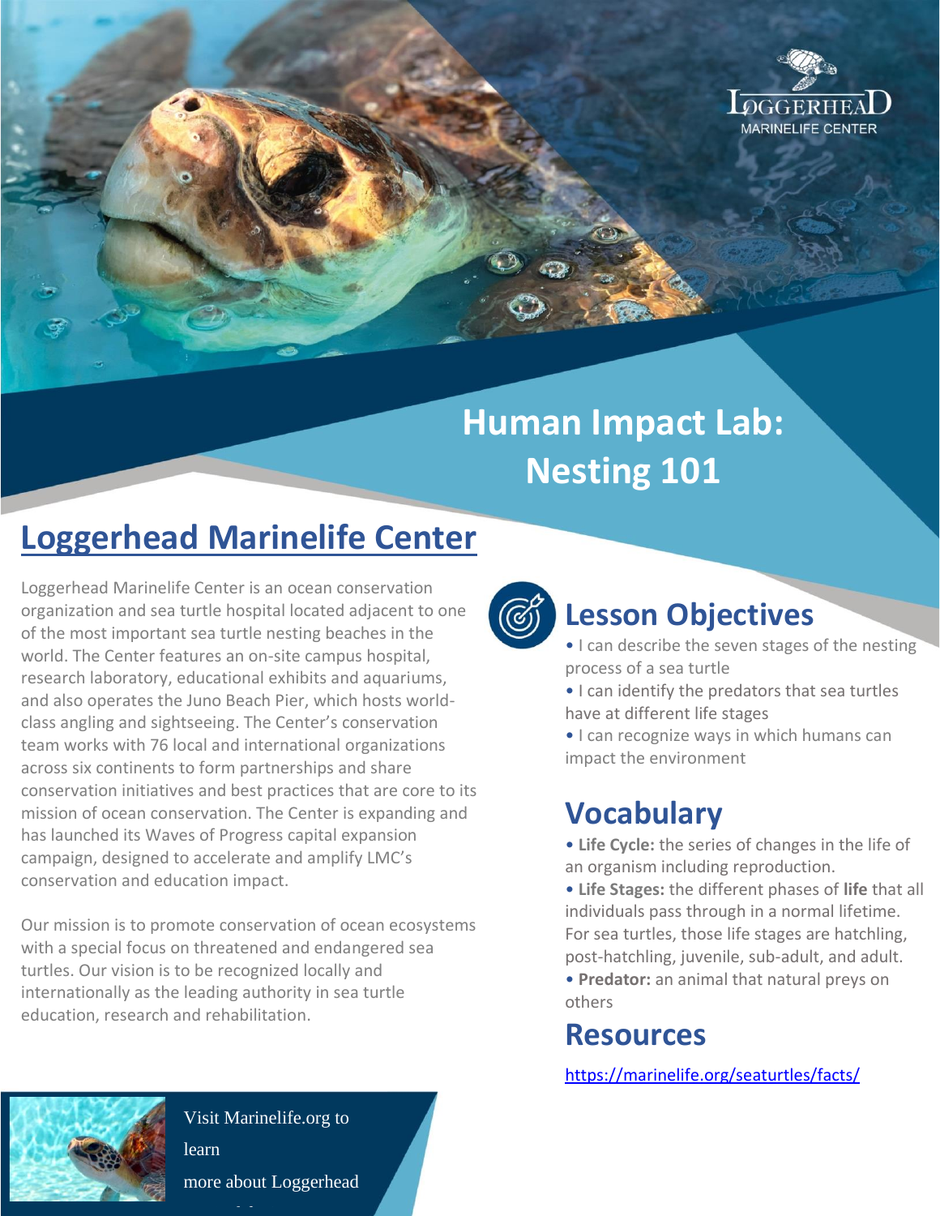# Human Impact Lab: Nesting 101

## Loggerhead Marinelife Center

Loggerhead Marinelife Center is an ocean conservation organization and sea turtle hospital located adjacent to one of the most important sea turtle nesting beaches in the world. The Center features an on-site campus hospital, research laboratory, educational exhibits and aquariums, and also operates the Juno Beach Pier, which hosts world-class angling and sightseeing. The Center's conservation team works with 76 local and international organizations across six continents to form partnerships and share conservation initiatives and best practices that are core to its mission of ocean conservation. The Center is expanding and has launched its Waves of Progress capital expansion campaign, designed to accelerate and amplify LMC's conservation and education impact.

Our mission is to promote conservation of ocean ecosystems with a special focus on threatened and endangered sea turtles. Our vision is to be recognized locally and internationally as the leading authority in sea turtle education, research and rehabilitation.

Visit Marinelife.org to learn more about Loggerhead

## Lesson Objectives

- I can describe the seven stages of the nesting process of a sea turtle
- I can identify the predators that sea turtles have at different life stages
- I can recognize ways in which humans can impact the environment

## Vocabulary

- **Life Cycle:** the series of changes in the life of an organism including reproduction.
- **Life Stages:** the different phases of **life** that all individuals pass through in a normal lifetime. For sea turtles, those life stages are hatchling, post-hatchling, juvenile, sub-adult, and adult.
- **Predator:** an animal that natural preys on others

## Resources

https://marinelife.org/seaturtles/facts/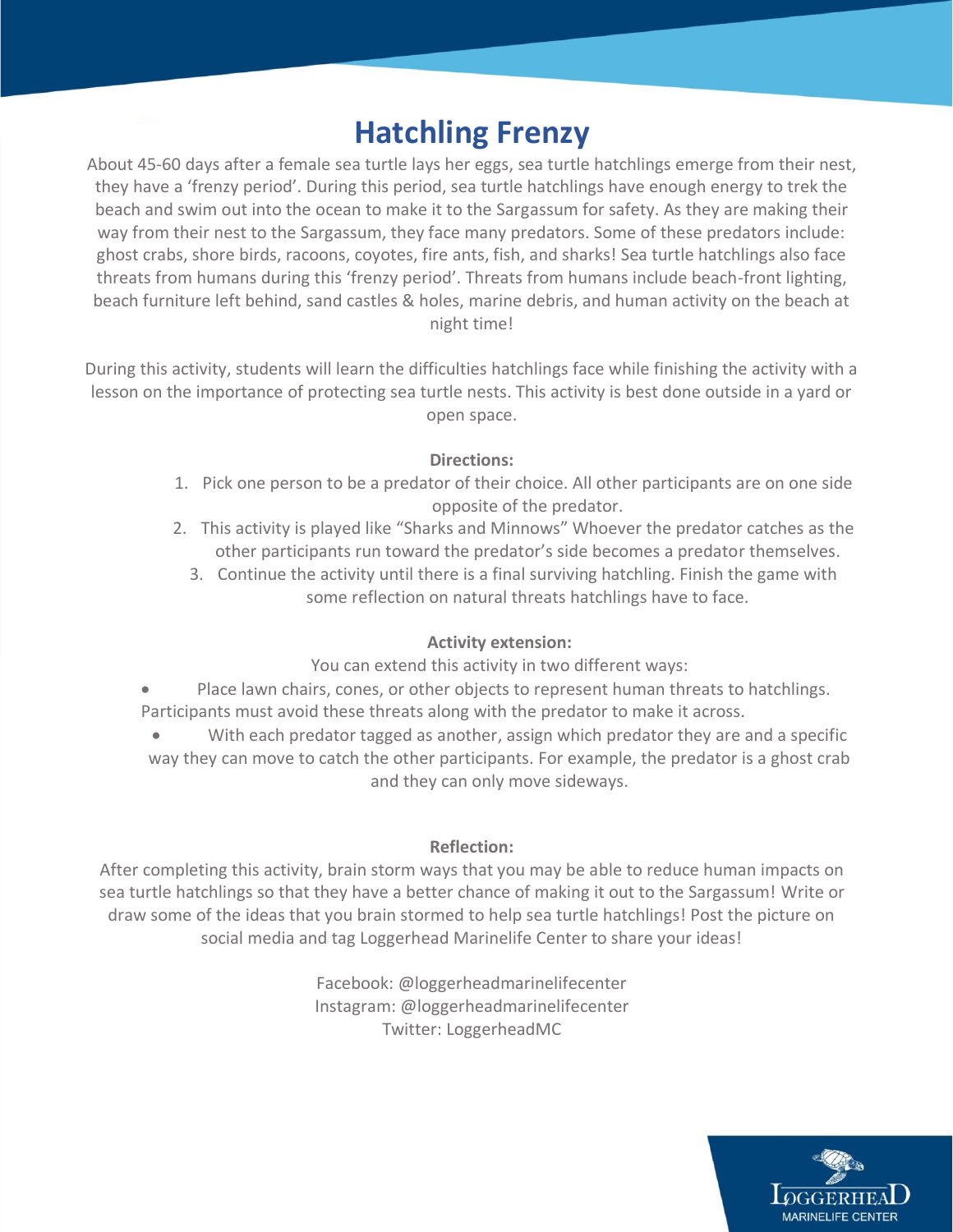# Hatchling Frenzy

About 45-60 days after a female sea turtle lays her eggs, sea turtle hatchlings emerge from their nest, they have a 'frenzy period'. During this period, sea turtle hatchlings have enough energy to trek the beach and swim out into the ocean to make it to the Sargassum for safety. As they are making their way from their nest to the Sargassum, they face many predators. Some of these predators include: ghost crabs, shore birds, racoons, coyotes, fire ants, fish, and sharks! Sea turtle hatchlings also face threats from humans during this 'frenzy period'. Threats from humans include beach-front lighting, beach furniture left behind, sand castles & holes, marine debris, and human activity on the beach at night time!

During this activity, students will learn the difficulties hatchlings face while finishing the activity with a lesson on the importance of protecting sea turtle nests. This activity is best done outside in a yard or open space.

**Directions:**

1. Pick one person to be a predator of their choice. All other participants are on one side opposite of the predator.
2. This activity is played like "Sharks and Minnows" Whoever the predator catches as the other participants run toward the predator's side becomes a predator themselves.
3. Continue the activity until there is a final surviving hatchling. Finish the game with some reflection on natural threats hatchlings have to face.

**Activity extension:**

You can extend this activity in two different ways:

- Place lawn chairs, cones, or other objects to represent human threats to hatchlings. Participants must avoid these threats along with the predator to make it across.
- With each predator tagged as another, assign which predator they are and a specific way they can move to catch the other participants. For example, the predator is a ghost crab and they can only move sideways.

**Reflection:**

After completing this activity, brain storm ways that you may be able to reduce human impacts on sea turtle hatchlings so that they have a better chance of making it out to the Sargassum! Write or draw some of the ideas that you brain stormed to help sea turtle hatchlings! Post the picture on social media and tag Loggerhead Marinelife Center to share your ideas!

Facebook: @loggerheadmarinelifecenter
Instagram: @loggerheadmarinelifecenter
Twitter: LoggerheadMC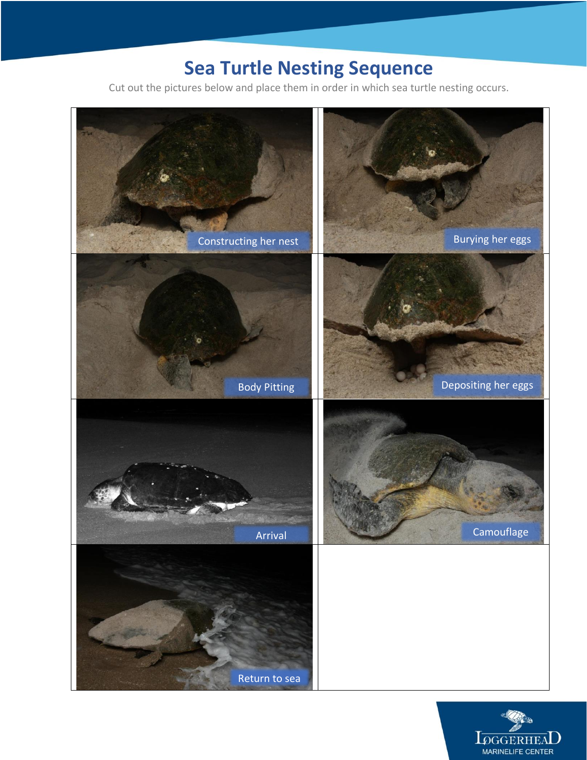# Sea Turtle Nesting Sequence

Cut out the pictures below and place them in order in which sea turtle nesting occurs.

Constructing her nest

Burying her eggs

Body Pitting

Depositing her eggs

Arrival

Camouflage

Return to sea

LOGGERHEAD MARINELIFE CENTER